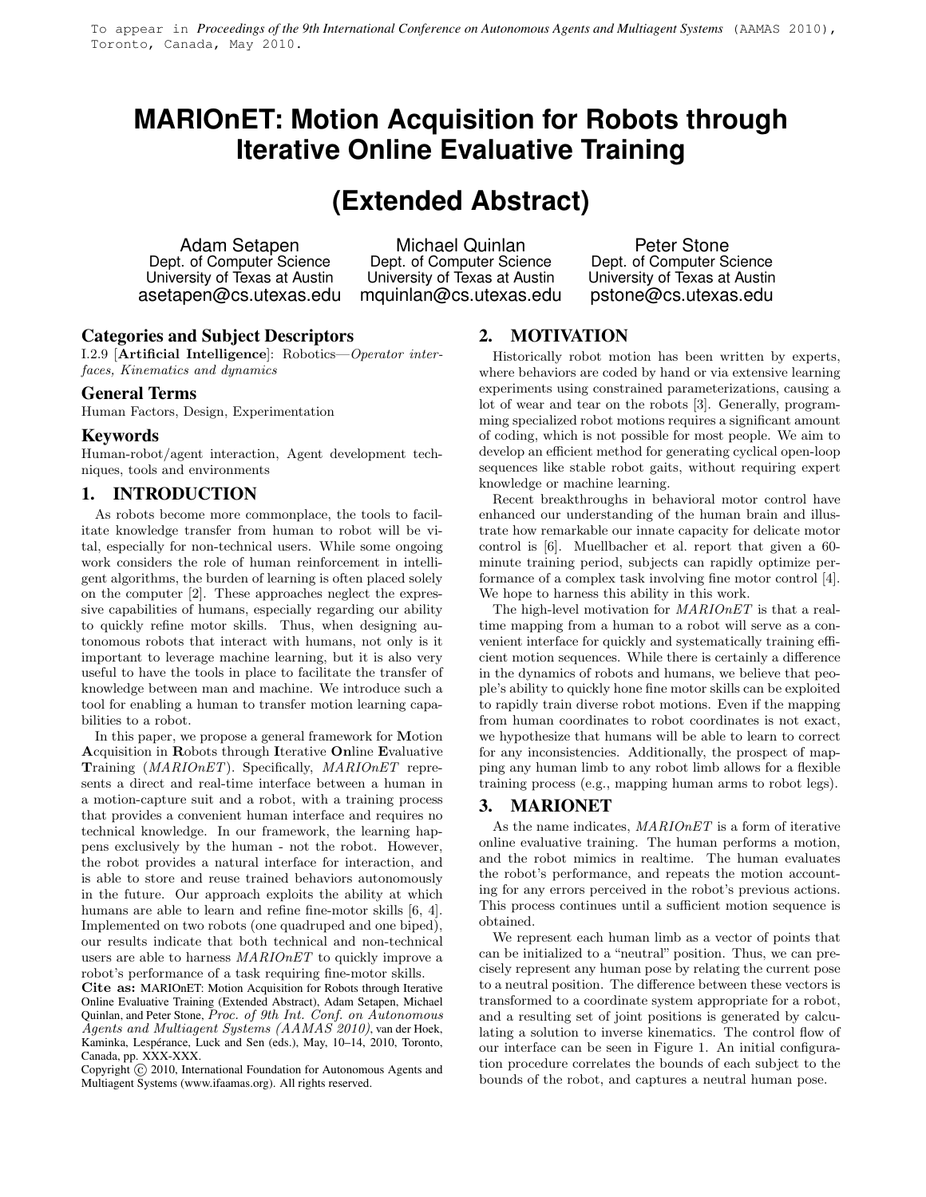To appear in *Proceedings of the 9th International Conference on Autonomous Agents and Multiagent Systems* (AAMAS 2010), Toronto, Canada, May 2010.

# MARIOnET: Motion Acquisition for Robots through Iterative Online Evaluative Training

# (Extended Abstract)

Adam Setapen
Dept. of Computer Science
University of Texas at Austin
asetapen@cs.utexas.edu

Michael Quinlan
Dept. of Computer Science
University of Texas at Austin
mquinlan@cs.utexas.edu

Peter Stone
Dept. of Computer Science
University of Texas at Austin
pstone@cs.utexas.edu

### Categories and Subject Descriptors

I.2.9 [**Artificial Intelligence**]: Robotics—*Operator interfaces, Kinematics and dynamics*

### General Terms

Human Factors, Design, Experimentation

### Keywords

Human-robot/agent interaction, Agent development techniques, tools and environments

## 1. INTRODUCTION

As robots become more commonplace, the tools to facilitate knowledge transfer from human to robot will be vital, especially for non-technical users. While some ongoing work considers the role of human reinforcement in intelligent algorithms, the burden of learning is often placed solely on the computer [2]. These approaches neglect the expressive capabilities of humans, especially regarding our ability to quickly refine motor skills. Thus, when designing autonomous robots that interact with humans, not only is it important to leverage machine learning, but it is also very useful to have the tools in place to facilitate the transfer of knowledge between man and machine. We introduce such a tool for enabling a human to transfer motion learning capabilities to a robot.

In this paper, we propose a general framework for **M**otion **A**cquisition in **R**obots through **I**terative **On**line **E**valuative **T**raining (*MARIOnET*). Specifically, *MARIOnET* represents a direct and real-time interface between a human in a motion-capture suit and a robot, with a training process that provides a convenient human interface and requires no technical knowledge. In our framework, the learning happens exclusively by the human - not the robot. However, the robot provides a natural interface for interaction, and is able to store and reuse trained behaviors autonomously in the future. Our approach exploits the ability at which humans are able to learn and refine fine-motor skills [6, 4]. Implemented on two robots (one quadruped and one biped), our results indicate that both technical and non-technical users are able to harness *MARIOnET* to quickly improve a robot's performance of a task requiring fine-motor skills.

**Cite as:** MARIOnET: Motion Acquisition for Robots through Iterative Online Evaluative Training (Extended Abstract), Adam Setapen, Michael Quinlan, and Peter Stone, *Proc. of 9th Int. Conf. on Autonomous Agents and Multiagent Systems (AAMAS 2010)*, van der Hoek, Kaminka, Lespérance, Luck and Sen (eds.), May, 10–14, 2010, Toronto, Canada, pp. XXX-XXX.
Copyright © 2010, International Foundation for Autonomous Agents and Multiagent Systems (www.ifaamas.org). All rights reserved.

## 2. MOTIVATION

Historically robot motion has been written by experts, where behaviors are coded by hand or via extensive learning experiments using constrained parameterizations, causing a lot of wear and tear on the robots [3]. Generally, programming specialized robot motions requires a significant amount of coding, which is not possible for most people. We aim to develop an efficient method for generating cyclical open-loop sequences like stable robot gaits, without requiring expert knowledge or machine learning.

Recent breakthroughs in behavioral motor control have enhanced our understanding of the human brain and illustrate how remarkable our innate capacity for delicate motor control is [6]. Muellbacher et al. report that given a 60-minute training period, subjects can rapidly optimize performance of a complex task involving fine motor control [4]. We hope to harness this ability in this work.

The high-level motivation for *MARIOnET* is that a real-time mapping from a human to a robot will serve as a convenient interface for quickly and systematically training efficient motion sequences. While there is certainly a difference in the dynamics of robots and humans, we believe that people's ability to quickly hone fine motor skills can be exploited to rapidly train diverse robot motions. Even if the mapping from human coordinates to robot coordinates is not exact, we hypothesize that humans will be able to learn to correct for any inconsistencies. Additionally, the prospect of mapping any human limb to any robot limb allows for a flexible training process (e.g., mapping human arms to robot legs).

## 3. MARIONET

As the name indicates, *MARIOnET* is a form of iterative online evaluative training. The human performs a motion, and the robot mimics in realtime. The human evaluates the robot's performance, and repeats the motion accounting for any errors perceived in the robot's previous actions. This process continues until a sufficient motion sequence is obtained.

We represent each human limb as a vector of points that can be initialized to a "neutral" position. Thus, we can precisely represent any human pose by relating the current pose to a neutral position. The difference between these vectors is transformed to a coordinate system appropriate for a robot, and a resulting set of joint positions is generated by calculating a solution to inverse kinematics. The control flow of our interface can be seen in Figure 1. An initial configuration procedure correlates the bounds of each subject to the bounds of the robot, and captures a neutral human pose.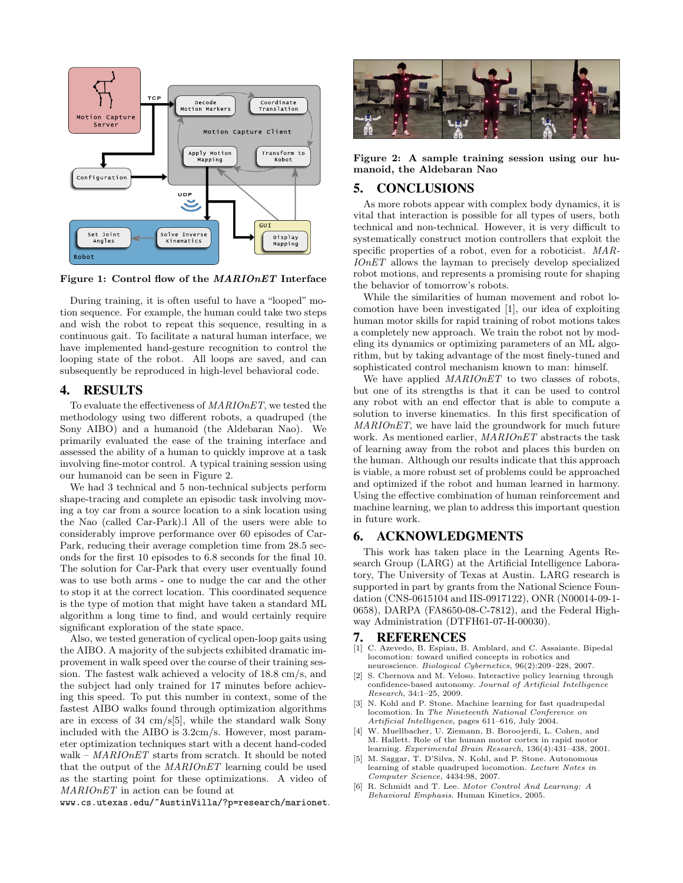Motion Capture Server

TCP

Decode Motion Markers

Coordinate Translation

Motion Capture Client

Apply Motion Mapping

Transform to Robot

Configuration

UDP

Set Joint Angles

Solve Inverse Kinematics

Robot

GUI

Display Mapping

**Figure 1: Control flow of the *MARIOnET* Interface**

During training, it is often useful to have a "looped" motion sequence. For example, the human could take two steps and wish the robot to repeat this sequence, resulting in a continuous gait. To facilitate a natural human interface, we have implemented hand-gesture recognition to control the looping state of the robot. All loops are saved, and can subsequently be reproduced in high-level behavioral code.

## 4. RESULTS

To evaluate the effectiveness of *MARIOnET*, we tested the methodology using two different robots, a quadruped (the Sony AIBO) and a humanoid (the Aldebaran Nao). We primarily evaluated the ease of the training interface and assessed the ability of a human to quickly improve at a task involving fine-motor control. A typical training session using our humanoid can be seen in Figure 2.

We had 3 technical and 5 non-technical subjects perform shape-tracing and complete an episodic task involving moving a toy car from a source location to a sink location using the Nao (called Car-Park).l All of the users were able to considerably improve performance over 60 episodes of Car-Park, reducing their average completion time from 28.5 seconds for the first 10 episodes to 6.8 seconds for the final 10. The solution for Car-Park that every user eventually found was to use both arms - one to nudge the car and the other to stop it at the correct location. This coordinated sequence is the type of motion that might have taken a standard ML algorithm a long time to find, and would certainly require significant exploration of the state space.

Also, we tested generation of cyclical open-loop gaits using the AIBO. A majority of the subjects exhibited dramatic improvement in walk speed over the course of their training session. The fastest walk achieved a velocity of 18.8 cm/s, and the subject had only trained for 17 minutes before achieving this speed. To put this number in context, some of the fastest AIBO walks found through optimization algorithms are in excess of 34 cm/s[5], while the standard walk Sony included with the AIBO is 3.2cm/s. However, most parameter optimization techniques start with a decent hand-coded walk – *MARIOnET* starts from scratch. It should be noted that the output of the *MARIOnET* learning could be used as the starting point for these optimizations. A video of *MARIOnET* in action can be found at `www.cs.utexas.edu/~AustinVilla/?p=research/marionet`.

**Figure 2: A sample training session using our humanoid, the Aldebaran Nao**

## 5. CONCLUSIONS

As more robots appear with complex body dynamics, it is vital that interaction is possible for all types of users, both technical and non-technical. However, it is very difficult to systematically construct motion controllers that exploit the specific properties of a robot, even for a roboticist. *MARIOnET* allows the layman to precisely develop specialized robot motions, and represents a promising route for shaping the behavior of tomorrow's robots.

While the similarities of human movement and robot locomotion have been investigated [1], our idea of exploiting human motor skills for rapid training of robot motions takes a completely new approach. We train the robot not by modeling its dynamics or optimizing parameters of an ML algorithm, but by taking advantage of the most finely-tuned and sophisticated control mechanism known to man: himself.

We have applied *MARIOnET* to two classes of robots, but one of its strengths is that it can be used to control any robot with an end effector that is able to compute a solution to inverse kinematics. In this first specification of *MARIOnET*, we have laid the groundwork for much future work. As mentioned earlier, *MARIOnET* abstracts the task of learning away from the robot and places this burden on the human. Although our results indicate that this approach is viable, a more robust set of problems could be approached and optimized if the robot and human learned in harmony. Using the effective combination of human reinforcement and machine learning, we plan to address this important question in future work.

## 6. ACKNOWLEDGMENTS

This work has taken place in the Learning Agents Research Group (LARG) at the Artificial Intelligence Laboratory, The University of Texas at Austin. LARG research is supported in part by grants from the National Science Foundation (CNS-0615104 and IIS-0917122), ONR (N00014-09-1-0658), DARPA (FA8650-08-C-7812), and the Federal Highway Administration (DTFH61-07-H-00030).

## 7. REFERENCES

[1] C. Azevedo, B. Espiau, B. Amblard, and C. Assaiante. Bipedal locomotion: toward unified concepts in robotics and neuroscience. *Biological Cybernetics*, 96(2):209–228, 2007.

[2] S. Chernova and M. Veloso. Interactive policy learning through confidence-based autonomy. *Journal of Artificial Intelligence Research*, 34:1–25, 2009.

[3] N. Kohl and P. Stone. Machine learning for fast quadrupedal locomotion. In *The Nineteenth National Conference on Artificial Intelligence*, pages 611–616, July 2004.

[4] W. Muellbacher, U. Ziemann, B. Boroojerdi, L. Cohen, and M. Hallett. Role of the human motor cortex in rapid motor learning. *Experimental Brain Research*, 136(4):431–438, 2001.

[5] M. Saggar, T. D'Silva, N. Kohl, and P. Stone. Autonomous learning of stable quadruped locomotion. *Lecture Notes in Computer Science*, 4434:98, 2007.

[6] R. Schmidt and T. Lee. *Motor Control And Learning: A Behavioral Emphasis*. Human Kinetics, 2005.